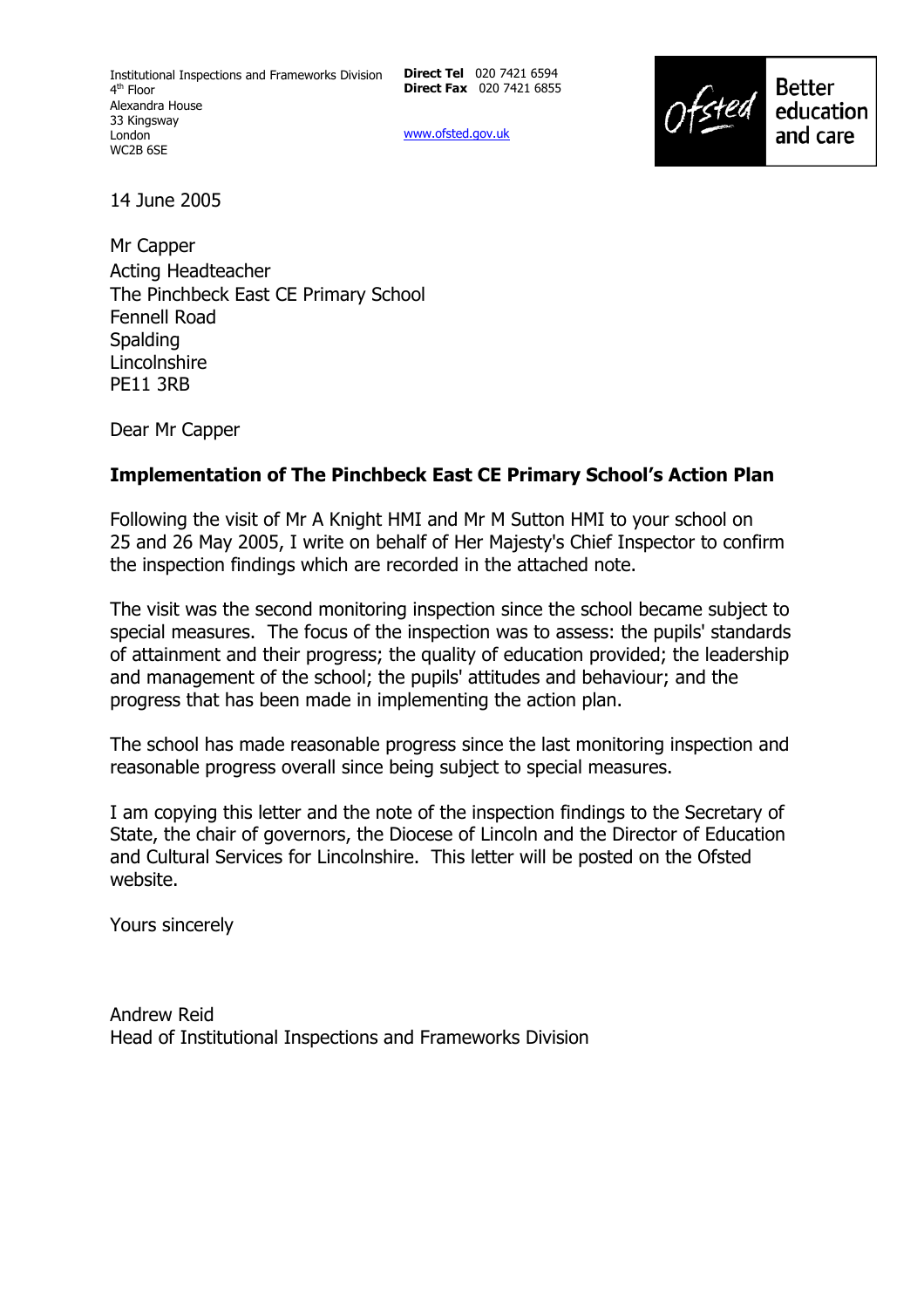Institutional Inspections and Frameworks Division
4th Floor
Alexandra House
33 Kingsway
London
WC2B 6SE

**Direct Tel** 020 7421 6594
**Direct Fax** 020 7421 6855

www.ofsted.gov.uk

Ofsted Better education and care

14 June 2005

Mr Capper
Acting Headteacher
The Pinchbeck East CE Primary School
Fennell Road
Spalding
Lincolnshire
PE11 3RB

Dear Mr Capper

**Implementation of The Pinchbeck East CE Primary School's Action Plan**

Following the visit of Mr A Knight HMI and Mr M Sutton HMI to your school on 25 and 26 May 2005, I write on behalf of Her Majesty's Chief Inspector to confirm the inspection findings which are recorded in the attached note.

The visit was the second monitoring inspection since the school became subject to special measures. The focus of the inspection was to assess: the pupils' standards of attainment and their progress; the quality of education provided; the leadership and management of the school; the pupils' attitudes and behaviour; and the progress that has been made in implementing the action plan.

The school has made reasonable progress since the last monitoring inspection and reasonable progress overall since being subject to special measures.

I am copying this letter and the note of the inspection findings to the Secretary of State, the chair of governors, the Diocese of Lincoln and the Director of Education and Cultural Services for Lincolnshire. This letter will be posted on the Ofsted website.

Yours sincerely

Andrew Reid
Head of Institutional Inspections and Frameworks Division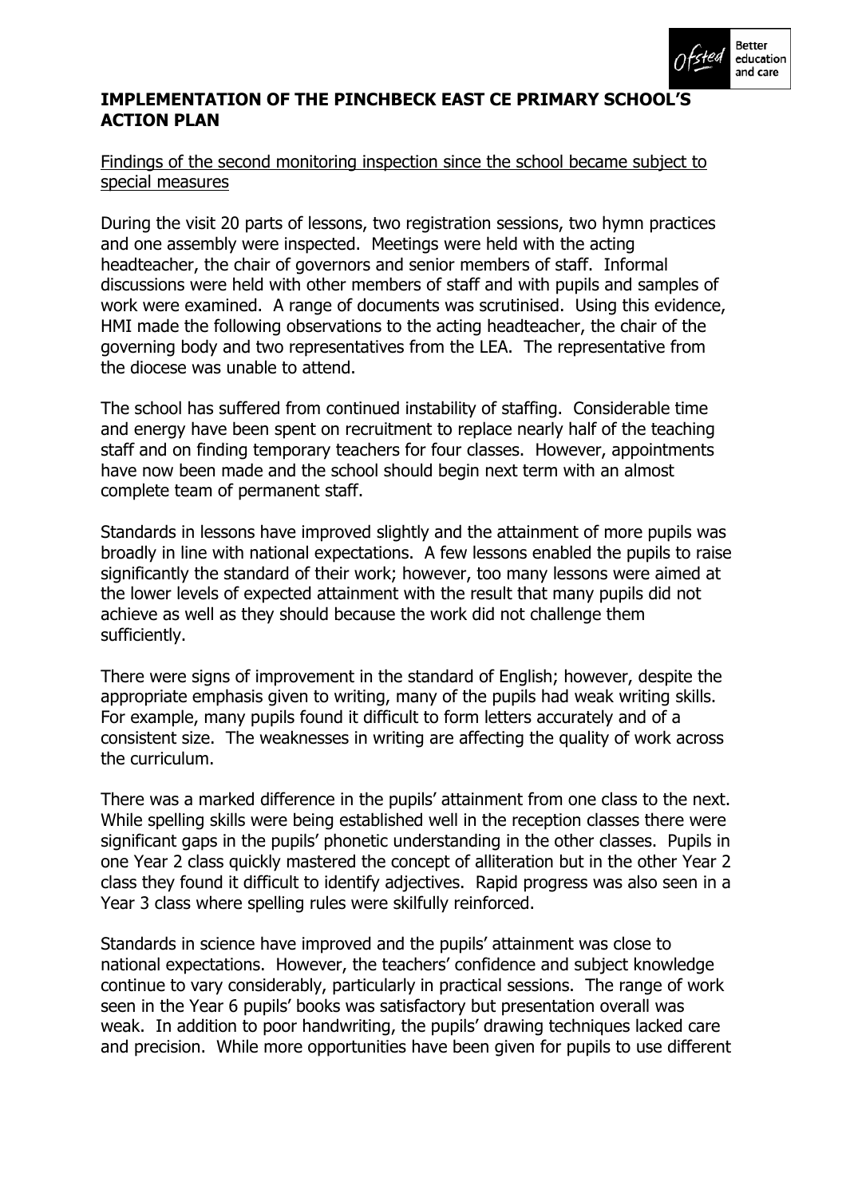**IMPLEMENTATION OF THE PINCHBECK EAST CE PRIMARY SCHOOL'S ACTION PLAN**

Findings of the second monitoring inspection since the school became subject to special measures

During the visit 20 parts of lessons, two registration sessions, two hymn practices and one assembly were inspected. Meetings were held with the acting headteacher, the chair of governors and senior members of staff. Informal discussions were held with other members of staff and with pupils and samples of work were examined. A range of documents was scrutinised. Using this evidence, HMI made the following observations to the acting headteacher, the chair of the governing body and two representatives from the LEA. The representative from the diocese was unable to attend.

The school has suffered from continued instability of staffing. Considerable time and energy have been spent on recruitment to replace nearly half of the teaching staff and on finding temporary teachers for four classes. However, appointments have now been made and the school should begin next term with an almost complete team of permanent staff.

Standards in lessons have improved slightly and the attainment of more pupils was broadly in line with national expectations. A few lessons enabled the pupils to raise significantly the standard of their work; however, too many lessons were aimed at the lower levels of expected attainment with the result that many pupils did not achieve as well as they should because the work did not challenge them sufficiently.

There were signs of improvement in the standard of English; however, despite the appropriate emphasis given to writing, many of the pupils had weak writing skills. For example, many pupils found it difficult to form letters accurately and of a consistent size. The weaknesses in writing are affecting the quality of work across the curriculum.

There was a marked difference in the pupils' attainment from one class to the next. While spelling skills were being established well in the reception classes there were significant gaps in the pupils' phonetic understanding in the other classes. Pupils in one Year 2 class quickly mastered the concept of alliteration but in the other Year 2 class they found it difficult to identify adjectives. Rapid progress was also seen in a Year 3 class where spelling rules were skilfully reinforced.

Standards in science have improved and the pupils' attainment was close to national expectations. However, the teachers' confidence and subject knowledge continue to vary considerably, particularly in practical sessions. The range of work seen in the Year 6 pupils' books was satisfactory but presentation overall was weak. In addition to poor handwriting, the pupils' drawing techniques lacked care and precision. While more opportunities have been given for pupils to use different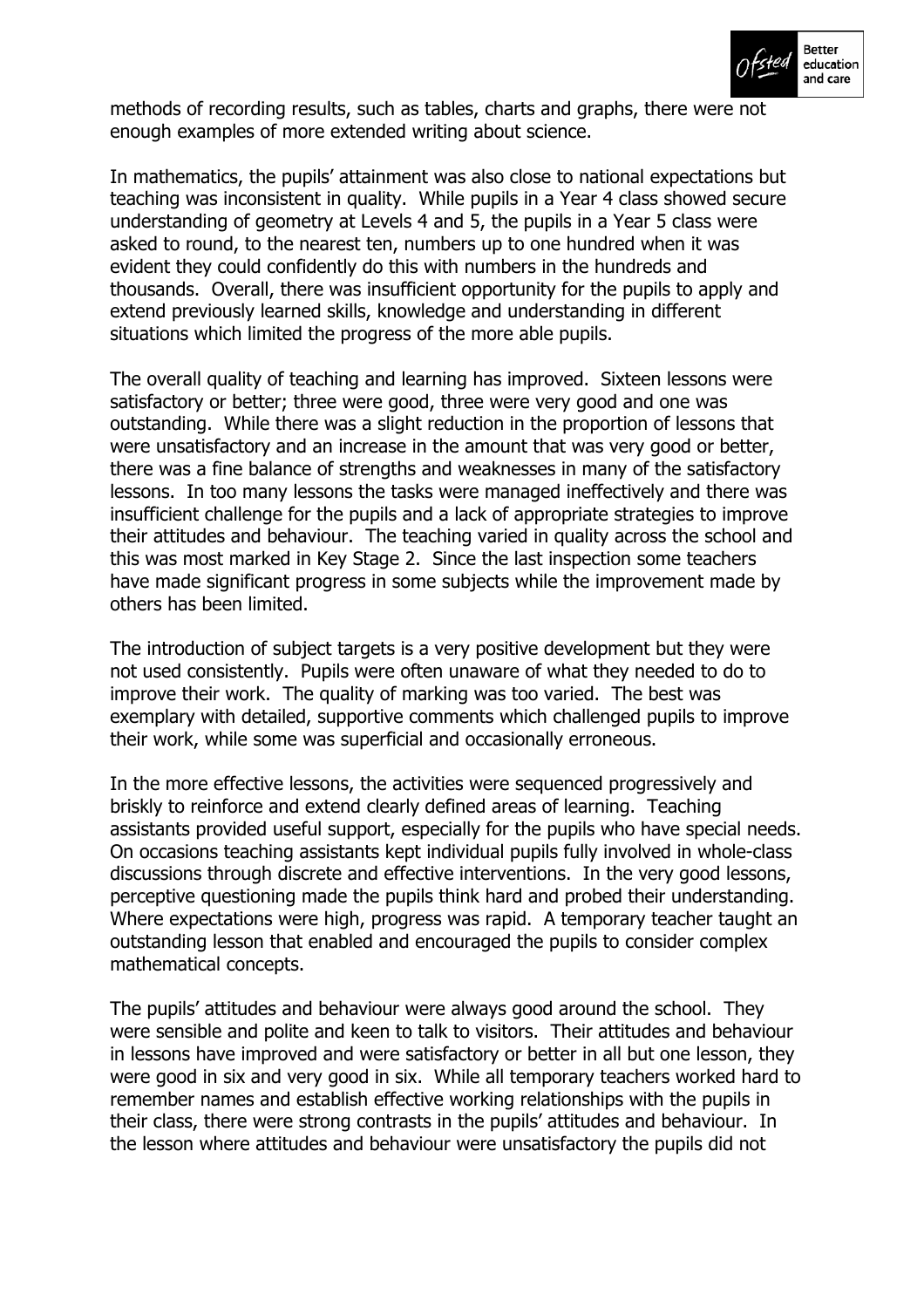methods of recording results, such as tables, charts and graphs, there were not enough examples of more extended writing about science.

In mathematics, the pupils' attainment was also close to national expectations but teaching was inconsistent in quality. While pupils in a Year 4 class showed secure understanding of geometry at Levels 4 and 5, the pupils in a Year 5 class were asked to round, to the nearest ten, numbers up to one hundred when it was evident they could confidently do this with numbers in the hundreds and thousands. Overall, there was insufficient opportunity for the pupils to apply and extend previously learned skills, knowledge and understanding in different situations which limited the progress of the more able pupils.

The overall quality of teaching and learning has improved. Sixteen lessons were satisfactory or better; three were good, three were very good and one was outstanding. While there was a slight reduction in the proportion of lessons that were unsatisfactory and an increase in the amount that was very good or better, there was a fine balance of strengths and weaknesses in many of the satisfactory lessons. In too many lessons the tasks were managed ineffectively and there was insufficient challenge for the pupils and a lack of appropriate strategies to improve their attitudes and behaviour. The teaching varied in quality across the school and this was most marked in Key Stage 2. Since the last inspection some teachers have made significant progress in some subjects while the improvement made by others has been limited.

The introduction of subject targets is a very positive development but they were not used consistently. Pupils were often unaware of what they needed to do to improve their work. The quality of marking was too varied. The best was exemplary with detailed, supportive comments which challenged pupils to improve their work, while some was superficial and occasionally erroneous.

In the more effective lessons, the activities were sequenced progressively and briskly to reinforce and extend clearly defined areas of learning. Teaching assistants provided useful support, especially for the pupils who have special needs. On occasions teaching assistants kept individual pupils fully involved in whole-class discussions through discrete and effective interventions. In the very good lessons, perceptive questioning made the pupils think hard and probed their understanding. Where expectations were high, progress was rapid. A temporary teacher taught an outstanding lesson that enabled and encouraged the pupils to consider complex mathematical concepts.

The pupils' attitudes and behaviour were always good around the school. They were sensible and polite and keen to talk to visitors. Their attitudes and behaviour in lessons have improved and were satisfactory or better in all but one lesson, they were good in six and very good in six. While all temporary teachers worked hard to remember names and establish effective working relationships with the pupils in their class, there were strong contrasts in the pupils' attitudes and behaviour. In the lesson where attitudes and behaviour were unsatisfactory the pupils did not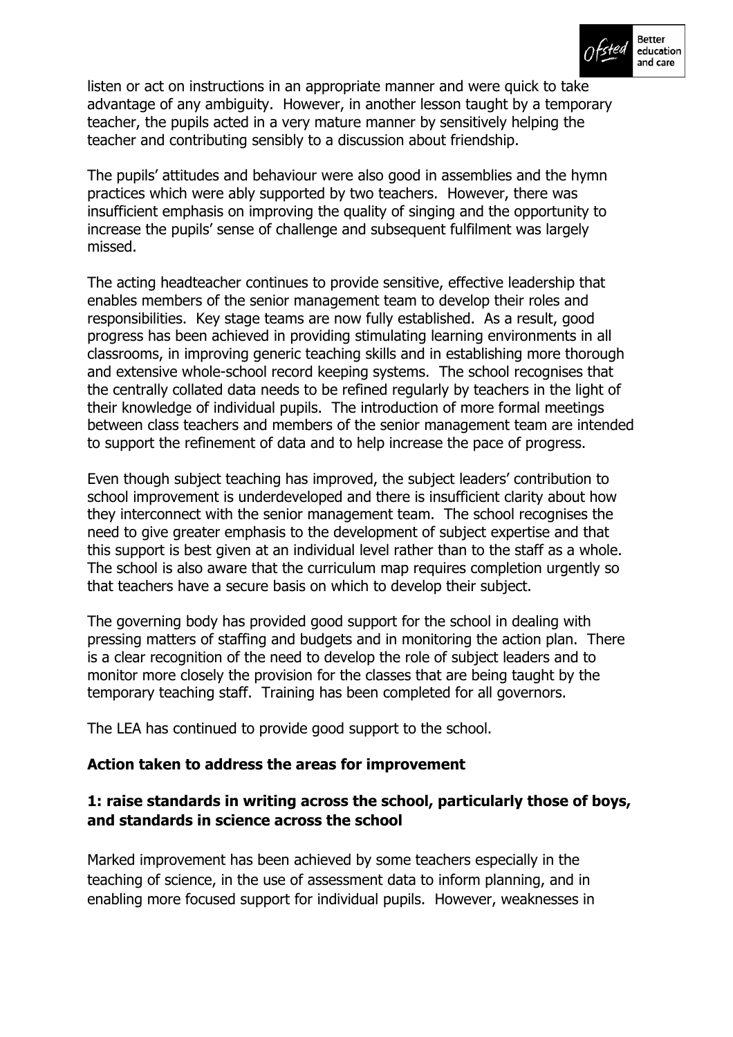listen or act on instructions in an appropriate manner and were quick to take advantage of any ambiguity. However, in another lesson taught by a temporary teacher, the pupils acted in a very mature manner by sensitively helping the teacher and contributing sensibly to a discussion about friendship.

The pupils' attitudes and behaviour were also good in assemblies and the hymn practices which were ably supported by two teachers. However, there was insufficient emphasis on improving the quality of singing and the opportunity to increase the pupils' sense of challenge and subsequent fulfilment was largely missed.

The acting headteacher continues to provide sensitive, effective leadership that enables members of the senior management team to develop their roles and responsibilities. Key stage teams are now fully established. As a result, good progress has been achieved in providing stimulating learning environments in all classrooms, in improving generic teaching skills and in establishing more thorough and extensive whole-school record keeping systems. The school recognises that the centrally collated data needs to be refined regularly by teachers in the light of their knowledge of individual pupils. The introduction of more formal meetings between class teachers and members of the senior management team are intended to support the refinement of data and to help increase the pace of progress.

Even though subject teaching has improved, the subject leaders' contribution to school improvement is underdeveloped and there is insufficient clarity about how they interconnect with the senior management team. The school recognises the need to give greater emphasis to the development of subject expertise and that this support is best given at an individual level rather than to the staff as a whole. The school is also aware that the curriculum map requires completion urgently so that teachers have a secure basis on which to develop their subject.

The governing body has provided good support for the school in dealing with pressing matters of staffing and budgets and in monitoring the action plan. There is a clear recognition of the need to develop the role of subject leaders and to monitor more closely the provision for the classes that are being taught by the temporary teaching staff. Training has been completed for all governors.

The LEA has continued to provide good support to the school.

**Action taken to address the areas for improvement**

**1: raise standards in writing across the school, particularly those of boys, and standards in science across the school**

Marked improvement has been achieved by some teachers especially in the teaching of science, in the use of assessment data to inform planning, and in enabling more focused support for individual pupils. However, weaknesses in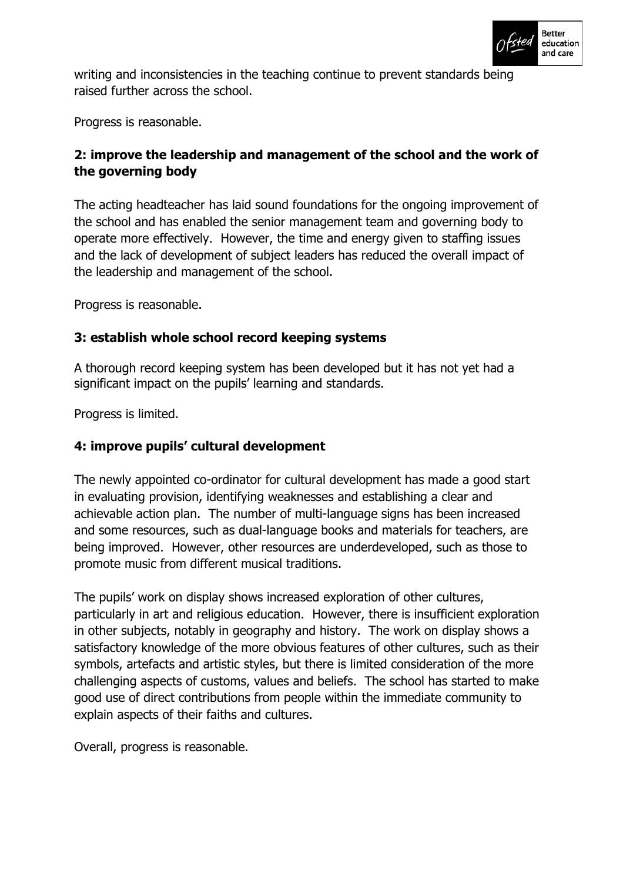writing and inconsistencies in the teaching continue to prevent standards being raised further across the school.

Progress is reasonable.

### 2: improve the leadership and management of the school and the work of the governing body

The acting headteacher has laid sound foundations for the ongoing improvement of the school and has enabled the senior management team and governing body to operate more effectively. However, the time and energy given to staffing issues and the lack of development of subject leaders has reduced the overall impact of the leadership and management of the school.

Progress is reasonable.

### 3: establish whole school record keeping systems

A thorough record keeping system has been developed but it has not yet had a significant impact on the pupils' learning and standards.

Progress is limited.

### 4: improve pupils' cultural development

The newly appointed co-ordinator for cultural development has made a good start in evaluating provision, identifying weaknesses and establishing a clear and achievable action plan. The number of multi-language signs has been increased and some resources, such as dual-language books and materials for teachers, are being improved. However, other resources are underdeveloped, such as those to promote music from different musical traditions.

The pupils' work on display shows increased exploration of other cultures, particularly in art and religious education. However, there is insufficient exploration in other subjects, notably in geography and history. The work on display shows a satisfactory knowledge of the more obvious features of other cultures, such as their symbols, artefacts and artistic styles, but there is limited consideration of the more challenging aspects of customs, values and beliefs. The school has started to make good use of direct contributions from people within the immediate community to explain aspects of their faiths and cultures.

Overall, progress is reasonable.